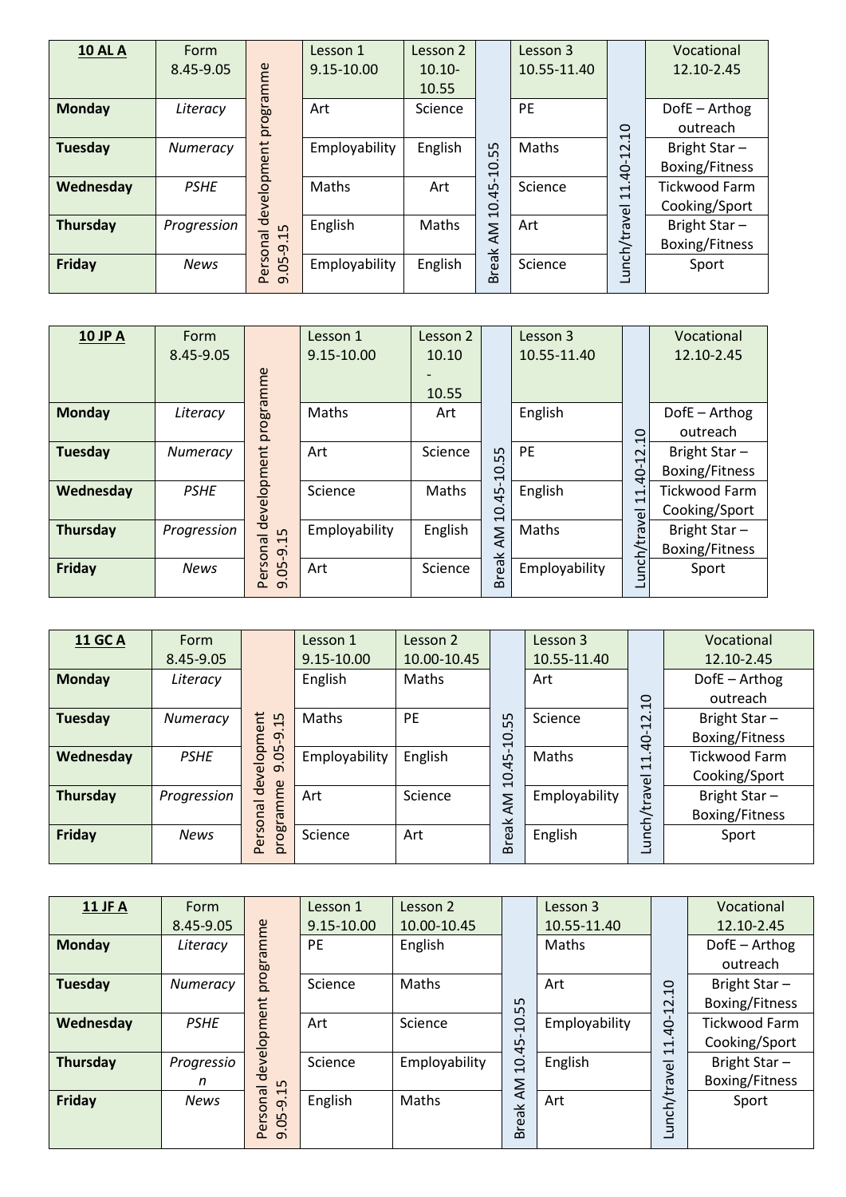| **10 AL A** | Form 8.45-9.05 | Personal development programme 9.05-9.15 | Lesson 1 9.15-10.00 | Lesson 2 10.10-10.55 | Break AM 10.45-10.55 | Lesson 3 10.55-11.40 | Lunch/travel 11.40-12.10 | Vocational 12.10-2.45 |
|---|---|---|---|---|---|---|---|---|
| **Monday** | *Literacy* | | Art | Science | | PE | | DofE – Arthog outreach |
| **Tuesday** | *Numeracy* | | Employability | English | | Maths | | Bright Star – Boxing/Fitness |
| **Wednesday** | *PSHE* | | Maths | Art | | Science | | Tickwood Farm Cooking/Sport |
| **Thursday** | *Progression* | | English | Maths | | Art | | Bright Star – Boxing/Fitness |
| **Friday** | *News* | | Employability | English | | Science | | Sport |

| **10 JP A** | Form 8.45-9.05 | Personal development programme 9.05-9.15 | Lesson 1 9.15-10.00 | Lesson 2 10.10 - 10.55 | Break AM 10.45-10.55 | Lesson 3 10.55-11.40 | Lunch/travel 11.40-12.10 | Vocational 12.10-2.45 |
|---|---|---|---|---|---|---|---|---|
| **Monday** | *Literacy* | | Maths | Art | | English | | DofE – Arthog outreach |
| **Tuesday** | *Numeracy* | | Art | Science | | PE | | Bright Star – Boxing/Fitness |
| **Wednesday** | *PSHE* | | Science | Maths | | English | | Tickwood Farm Cooking/Sport |
| **Thursday** | *Progression* | | Employability | English | | Maths | | Bright Star – Boxing/Fitness |
| **Friday** | *News* | | Art | Science | | Employability | | Sport |

| **11 GC A** | Form 8.45-9.05 | Personal development programme 9.05-9.15 | Lesson 1 9.15-10.00 | Lesson 2 10.00-10.45 | Break AM 10.45-10.55 | Lesson 3 10.55-11.40 | Lunch/travel 11.40-12.10 | Vocational 12.10-2.45 |
|---|---|---|---|---|---|---|---|---|
| **Monday** | *Literacy* | | English | Maths | | Art | | DofE – Arthog outreach |
| **Tuesday** | *Numeracy* | | Maths | PE | | Science | | Bright Star – Boxing/Fitness |
| **Wednesday** | *PSHE* | | Employability | English | | Maths | | Tickwood Farm Cooking/Sport |
| **Thursday** | *Progression* | | Art | Science | | Employability | | Bright Star – Boxing/Fitness |
| **Friday** | *News* | | Science | Art | | English | | Sport |

| **11 JF A** | Form 8.45-9.05 | Personal development programme 9.05-9.15 | Lesson 1 9.15-10.00 | Lesson 2 10.00-10.45 | Break AM 10.45-10.55 | Lesson 3 10.55-11.40 | Lunch/travel 11.40-12.10 | Vocational 12.10-2.45 |
|---|---|---|---|---|---|---|---|---|
| **Monday** | *Literacy* | | PE | English | | Maths | | DofE – Arthog outreach |
| **Tuesday** | *Numeracy* | | Science | Maths | | Art | | Bright Star – Boxing/Fitness |
| **Wednesday** | *PSHE* | | Art | Science | | Employability | | Tickwood Farm Cooking/Sport |
| **Thursday** | *Progression* | | Science | Employability | | English | | Bright Star – Boxing/Fitness |
| **Friday** | *News* | | English | Maths | | Art | | Sport |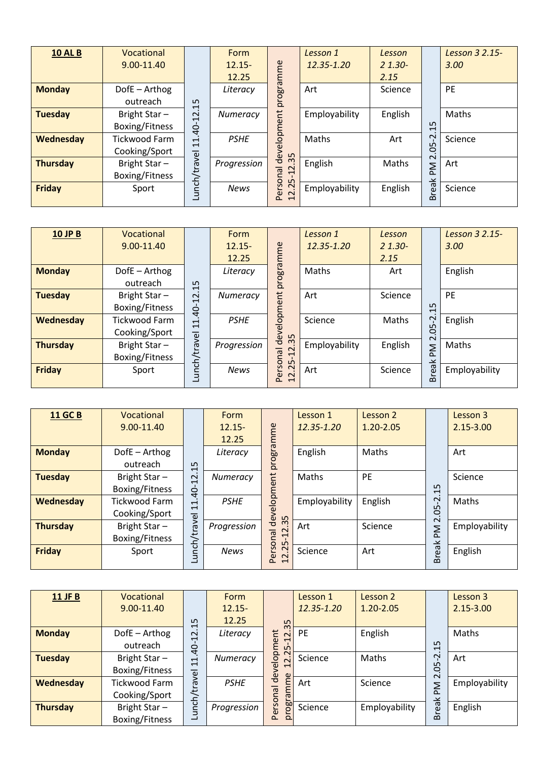| **10 AL B** | Vocational 9.00-11.40 | Lunch/travel 11.40-12.15 | Form 12.15-12.25 | Personal development programme 12.25-12.35 | *Lesson 1 12.35-1.20* | *Lesson 2 1.30-2.15* | Break PM 2.05-2.15 | *Lesson 3 2.15-3.00* |
|---|---|---|---|---|---|---|---|---|
| **Monday** | DofE – Arthog outreach | | *Literacy* | | Art | Science | | PE |
| **Tuesday** | Bright Star – Boxing/Fitness | | *Numeracy* | | Employability | English | | Maths |
| **Wednesday** | Tickwood Farm Cooking/Sport | | *PSHE* | | Maths | Art | | Science |
| **Thursday** | Bright Star – Boxing/Fitness | | *Progression* | | English | Maths | | Art |
| **Friday** | Sport | | *News* | | Employability | English | | Science |

| **10 JP B** | Vocational 9.00-11.40 | Lunch/travel 11.40-12.15 | Form 12.15-12.25 | Personal development programme 12.25-12.35 | *Lesson 1 12.35-1.20* | *Lesson 2 1.30-2.15* | Break PM 2.05-2.15 | *Lesson 3 2.15-3.00* |
|---|---|---|---|---|---|---|---|---|
| **Monday** | DofE – Arthog outreach | | *Literacy* | | Maths | Art | | English |
| **Tuesday** | Bright Star – Boxing/Fitness | | *Numeracy* | | Art | Science | | PE |
| **Wednesday** | Tickwood Farm Cooking/Sport | | *PSHE* | | Science | Maths | | English |
| **Thursday** | Bright Star – Boxing/Fitness | | *Progression* | | Employability | English | | Maths |
| **Friday** | Sport | | *News* | | Art | Science | | Employability |

| **11 GC B** | Vocational 9.00-11.40 | Lunch/travel 11.40-12.15 | Form 12.15-12.25 | Personal development programme 12.25-12.35 | Lesson 1 *12.35-1.20* | Lesson 2 1.20-2.05 | Break PM 2.05-2.15 | Lesson 3 2.15-3.00 |
|---|---|---|---|---|---|---|---|---|
| **Monday** | DofE – Arthog outreach | | *Literacy* | | English | Maths | | Art |
| **Tuesday** | Bright Star – Boxing/Fitness | | *Numeracy* | | Maths | PE | | Science |
| **Wednesday** | Tickwood Farm Cooking/Sport | | *PSHE* | | Employability | English | | Maths |
| **Thursday** | Bright Star – Boxing/Fitness | | *Progression* | | Art | Science | | Employability |
| **Friday** | Sport | | *News* | | Science | Art | | English |

| **11 JF B** | Vocational 9.00-11.40 | Lunch/travel 11.40-12.15 | Form 12.15-12.25 | Personal development programme 12.25-12.35 | Lesson 1 *12.35-1.20* | Lesson 2 1.20-2.05 | Break PM 2.05-2.15 | Lesson 3 2.15-3.00 |
|---|---|---|---|---|---|---|---|---|
| **Monday** | DofE – Arthog outreach | | *Literacy* | | PE | English | | Maths |
| **Tuesday** | Bright Star – Boxing/Fitness | | *Numeracy* | | Science | Maths | | Art |
| **Wednesday** | Tickwood Farm Cooking/Sport | | *PSHE* | | Art | Science | | Employability |
| **Thursday** | Bright Star – Boxing/Fitness | | *Progression* | | Science | Employability | | English |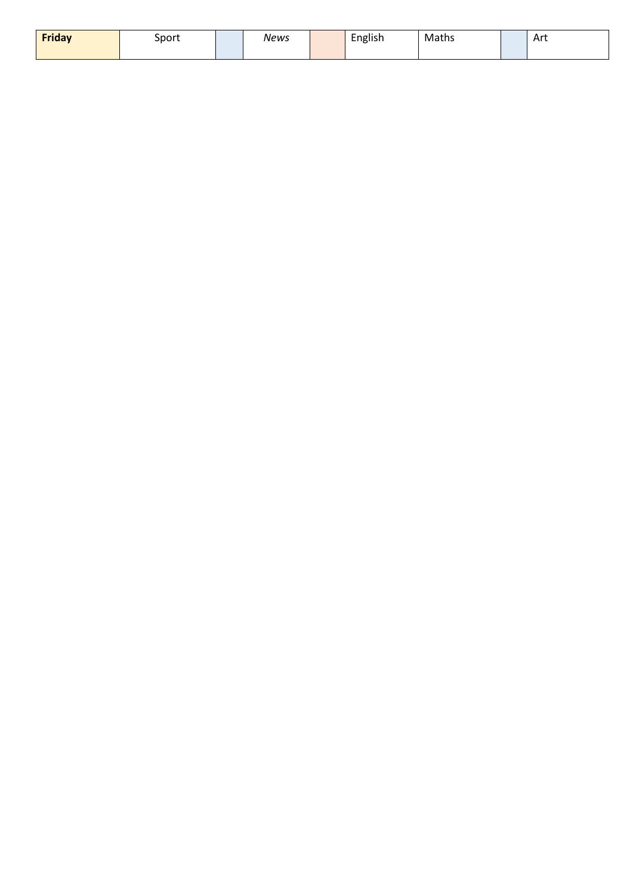| | | | | | | | | |
|---|---|---|---|---|---|---|---|---|
| **Friday** | Sport | | *News* | | English | Maths | | Art |